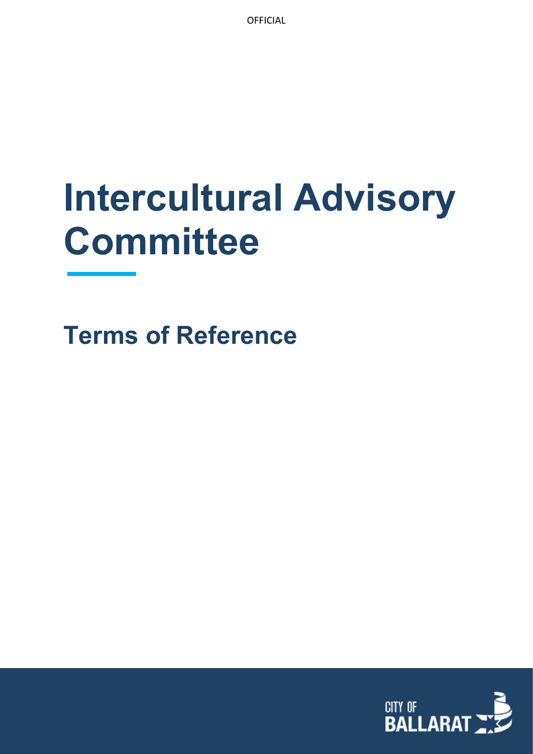OFFICIAL

# Intercultural Advisory Committee

## Terms of Reference

CITY OF BALLARAT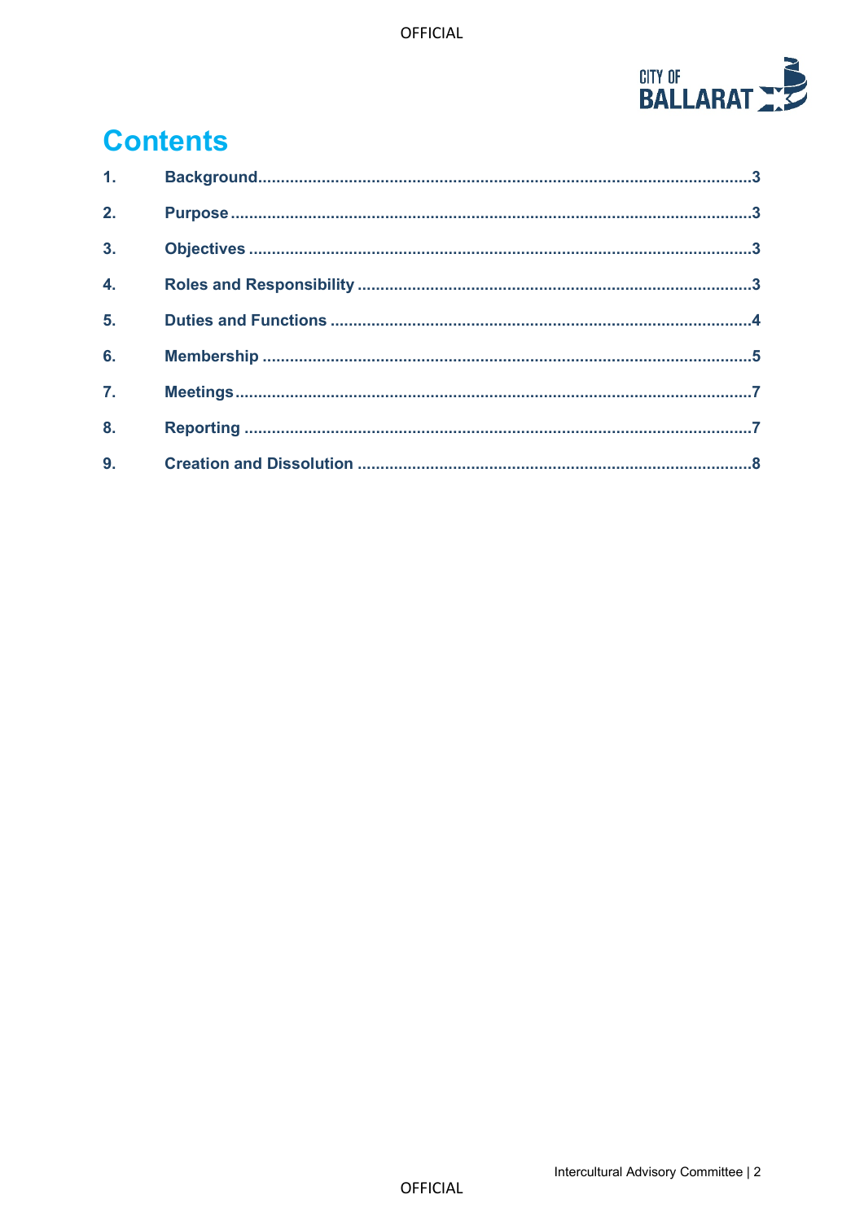# Contents

1. Background ..... 3
2. Purpose ..... 3
3. Objectives ..... 3
4. Roles and Responsibility ..... 3
5. Duties and Functions ..... 4
6. Membership ..... 5
7. Meetings ..... 7
8. Reporting ..... 7
9. Creation and Dissolution ..... 8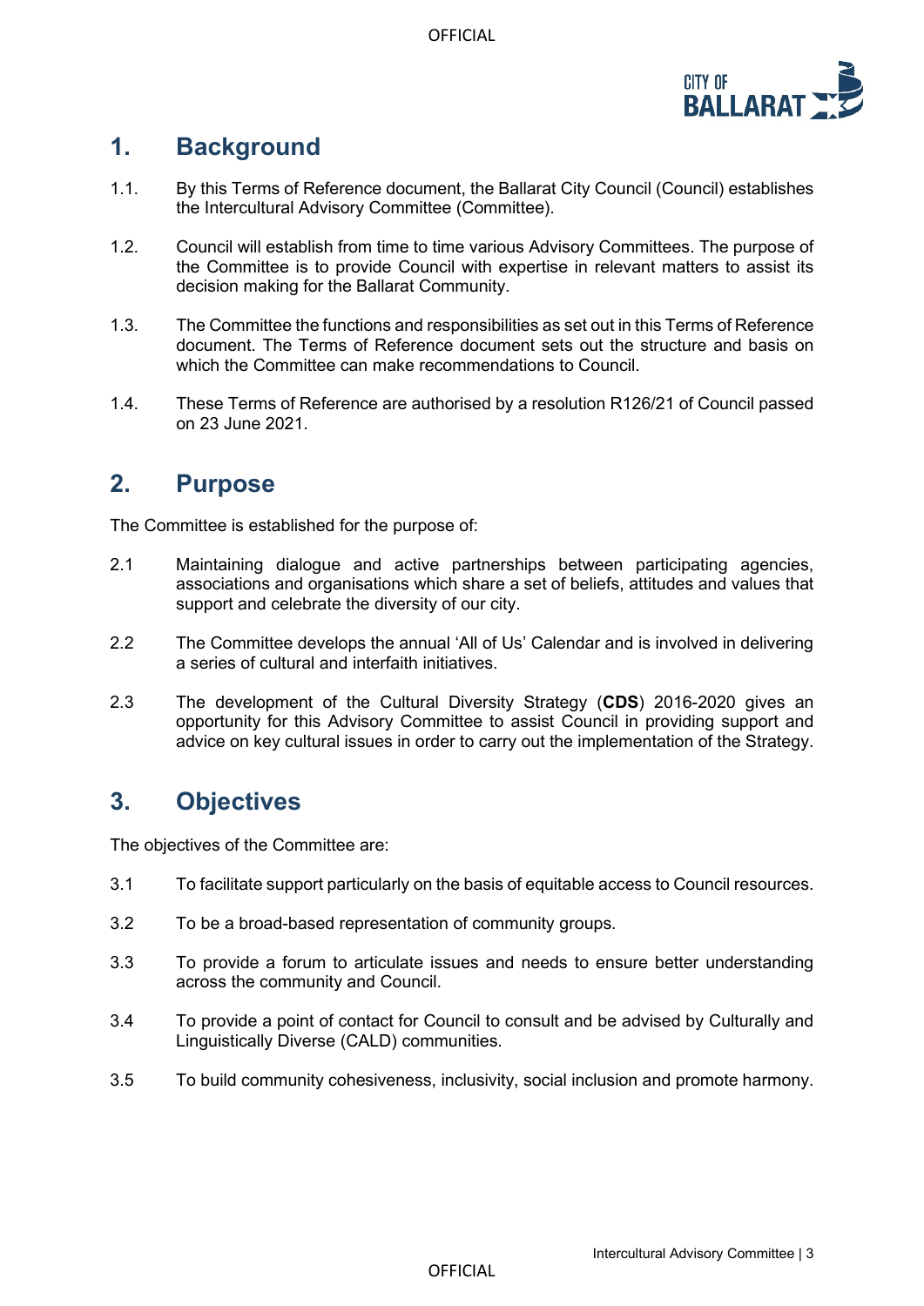## 1. Background

1.1. By this Terms of Reference document, the Ballarat City Council (Council) establishes the Intercultural Advisory Committee (Committee).

1.2. Council will establish from time to time various Advisory Committees. The purpose of the Committee is to provide Council with expertise in relevant matters to assist its decision making for the Ballarat Community.

1.3. The Committee the functions and responsibilities as set out in this Terms of Reference document. The Terms of Reference document sets out the structure and basis on which the Committee can make recommendations to Council.

1.4. These Terms of Reference are authorised by a resolution R126/21 of Council passed on 23 June 2021.

## 2. Purpose

The Committee is established for the purpose of:

2.1 Maintaining dialogue and active partnerships between participating agencies, associations and organisations which share a set of beliefs, attitudes and values that support and celebrate the diversity of our city.

2.2 The Committee develops the annual 'All of Us' Calendar and is involved in delivering a series of cultural and interfaith initiatives.

2.3 The development of the Cultural Diversity Strategy (**CDS**) 2016-2020 gives an opportunity for this Advisory Committee to assist Council in providing support and advice on key cultural issues in order to carry out the implementation of the Strategy.

## 3. Objectives

The objectives of the Committee are:

3.1 To facilitate support particularly on the basis of equitable access to Council resources.

3.2 To be a broad-based representation of community groups.

3.3 To provide a forum to articulate issues and needs to ensure better understanding across the community and Council.

3.4 To provide a point of contact for Council to consult and be advised by Culturally and Linguistically Diverse (CALD) communities.

3.5 To build community cohesiveness, inclusivity, social inclusion and promote harmony.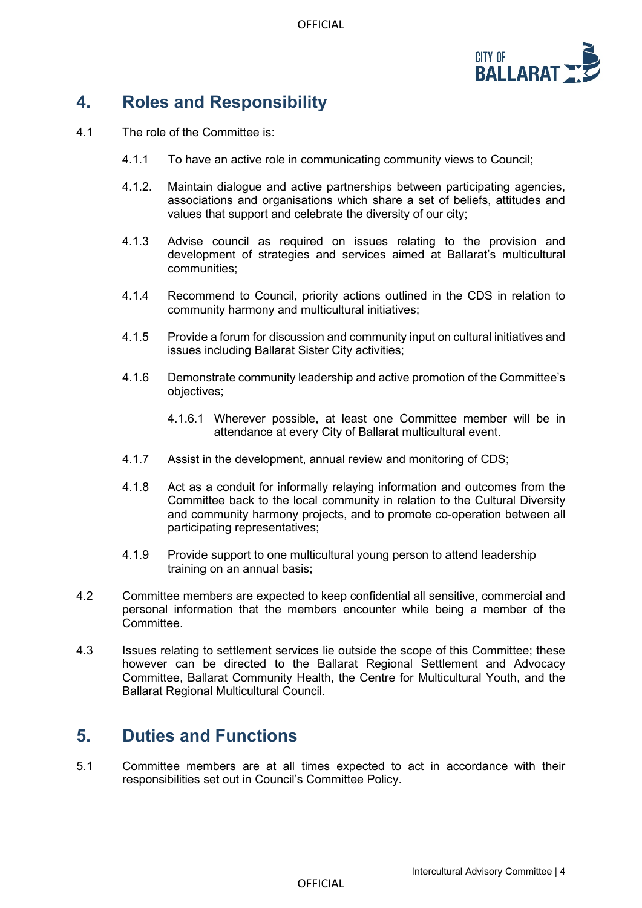## 4. Roles and Responsibility

4.1 The role of the Committee is:

4.1.1 To have an active role in communicating community views to Council;

4.1.2. Maintain dialogue and active partnerships between participating agencies, associations and organisations which share a set of beliefs, attitudes and values that support and celebrate the diversity of our city;

4.1.3 Advise council as required on issues relating to the provision and development of strategies and services aimed at Ballarat's multicultural communities;

4.1.4 Recommend to Council, priority actions outlined in the CDS in relation to community harmony and multicultural initiatives;

4.1.5 Provide a forum for discussion and community input on cultural initiatives and issues including Ballarat Sister City activities;

4.1.6 Demonstrate community leadership and active promotion of the Committee's objectives;

4.1.6.1 Wherever possible, at least one Committee member will be in attendance at every City of Ballarat multicultural event.

4.1.7 Assist in the development, annual review and monitoring of CDS;

4.1.8 Act as a conduit for informally relaying information and outcomes from the Committee back to the local community in relation to the Cultural Diversity and community harmony projects, and to promote co-operation between all participating representatives;

4.1.9 Provide support to one multicultural young person to attend leadership training on an annual basis;

4.2 Committee members are expected to keep confidential all sensitive, commercial and personal information that the members encounter while being a member of the Committee.

4.3 Issues relating to settlement services lie outside the scope of this Committee; these however can be directed to the Ballarat Regional Settlement and Advocacy Committee, Ballarat Community Health, the Centre for Multicultural Youth, and the Ballarat Regional Multicultural Council.

## 5. Duties and Functions

5.1 Committee members are at all times expected to act in accordance with their responsibilities set out in Council's Committee Policy.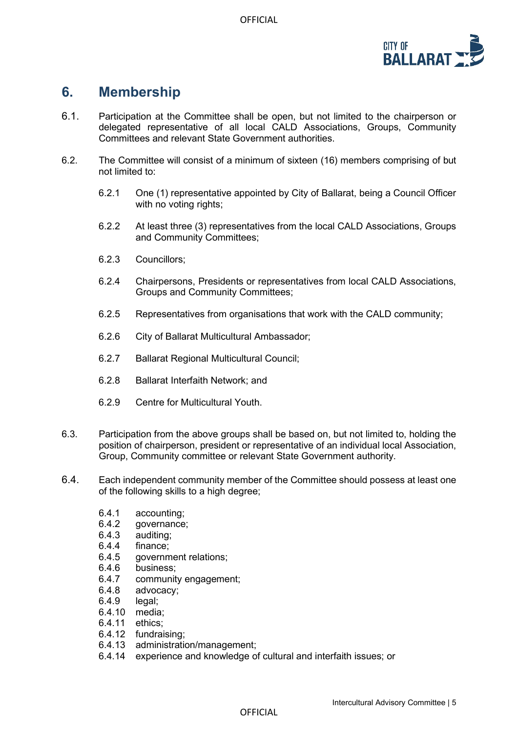## 6. Membership

6.1. Participation at the Committee shall be open, but not limited to the chairperson or delegated representative of all local CALD Associations, Groups, Community Committees and relevant State Government authorities.

6.2. The Committee will consist of a minimum of sixteen (16) members comprising of but not limited to:

- 6.2.1 One (1) representative appointed by City of Ballarat, being a Council Officer with no voting rights;
- 6.2.2 At least three (3) representatives from the local CALD Associations, Groups and Community Committees;
- 6.2.3 Councillors;
- 6.2.4 Chairpersons, Presidents or representatives from local CALD Associations, Groups and Community Committees;
- 6.2.5 Representatives from organisations that work with the CALD community;
- 6.2.6 City of Ballarat Multicultural Ambassador;
- 6.2.7 Ballarat Regional Multicultural Council;
- 6.2.8 Ballarat Interfaith Network; and
- 6.2.9 Centre for Multicultural Youth.

6.3. Participation from the above groups shall be based on, but not limited to, holding the position of chairperson, president or representative of an individual local Association, Group, Community committee or relevant State Government authority.

6.4. Each independent community member of the Committee should possess at least one of the following skills to a high degree;

- 6.4.1 accounting;
- 6.4.2 governance;
- 6.4.3 auditing;
- 6.4.4 finance;
- 6.4.5 government relations;
- 6.4.6 business;
- 6.4.7 community engagement;
- 6.4.8 advocacy;
- 6.4.9 legal;
- 6.4.10 media;
- 6.4.11 ethics;
- 6.4.12 fundraising;
- 6.4.13 administration/management;
- 6.4.14 experience and knowledge of cultural and interfaith issues; or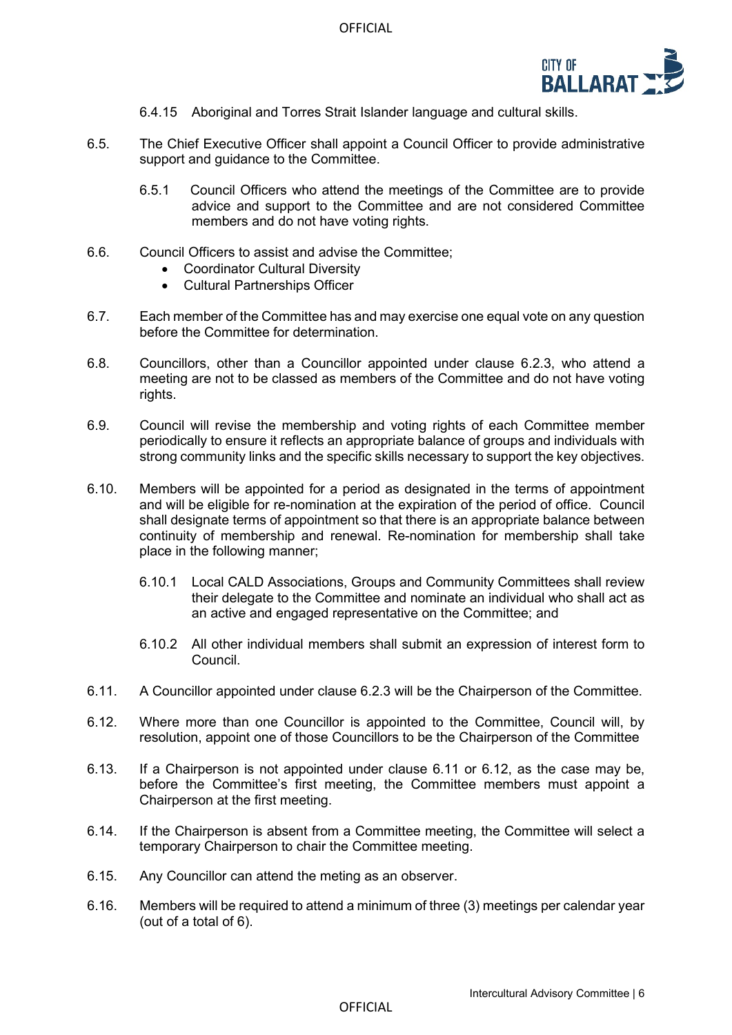6.4.15 Aboriginal and Torres Strait Islander language and cultural skills.

6.5. The Chief Executive Officer shall appoint a Council Officer to provide administrative support and guidance to the Committee.

6.5.1 Council Officers who attend the meetings of the Committee are to provide advice and support to the Committee and are not considered Committee members and do not have voting rights.

6.6. Council Officers to assist and advise the Committee;

- Coordinator Cultural Diversity
- Cultural Partnerships Officer

6.7. Each member of the Committee has and may exercise one equal vote on any question before the Committee for determination.

6.8. Councillors, other than a Councillor appointed under clause 6.2.3, who attend a meeting are not to be classed as members of the Committee and do not have voting rights.

6.9. Council will revise the membership and voting rights of each Committee member periodically to ensure it reflects an appropriate balance of groups and individuals with strong community links and the specific skills necessary to support the key objectives.

6.10. Members will be appointed for a period as designated in the terms of appointment and will be eligible for re-nomination at the expiration of the period of office. Council shall designate terms of appointment so that there is an appropriate balance between continuity of membership and renewal. Re-nomination for membership shall take place in the following manner;

6.10.1 Local CALD Associations, Groups and Community Committees shall review their delegate to the Committee and nominate an individual who shall act as an active and engaged representative on the Committee; and

6.10.2 All other individual members shall submit an expression of interest form to Council.

6.11. A Councillor appointed under clause 6.2.3 will be the Chairperson of the Committee.

6.12. Where more than one Councillor is appointed to the Committee, Council will, by resolution, appoint one of those Councillors to be the Chairperson of the Committee

6.13. If a Chairperson is not appointed under clause 6.11 or 6.12, as the case may be, before the Committee's first meeting, the Committee members must appoint a Chairperson at the first meeting.

6.14. If the Chairperson is absent from a Committee meeting, the Committee will select a temporary Chairperson to chair the Committee meeting.

6.15. Any Councillor can attend the meting as an observer.

6.16. Members will be required to attend a minimum of three (3) meetings per calendar year (out of a total of 6).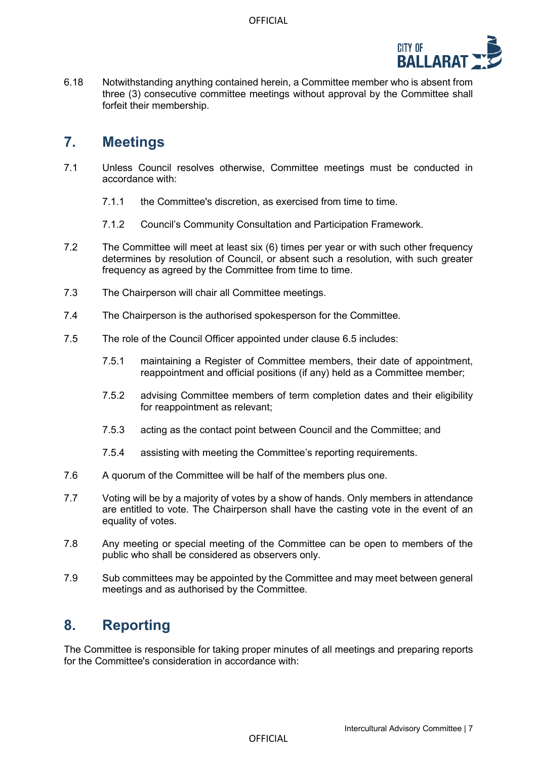6.18 Notwithstanding anything contained herein, a Committee member who is absent from three (3) consecutive committee meetings without approval by the Committee shall forfeit their membership.

## 7. Meetings

7.1 Unless Council resolves otherwise, Committee meetings must be conducted in accordance with:

7.1.1 the Committee's discretion, as exercised from time to time.

7.1.2 Council's Community Consultation and Participation Framework.

7.2 The Committee will meet at least six (6) times per year or with such other frequency determines by resolution of Council, or absent such a resolution, with such greater frequency as agreed by the Committee from time to time.

7.3 The Chairperson will chair all Committee meetings.

7.4 The Chairperson is the authorised spokesperson for the Committee.

7.5 The role of the Council Officer appointed under clause 6.5 includes:

7.5.1 maintaining a Register of Committee members, their date of appointment, reappointment and official positions (if any) held as a Committee member;

7.5.2 advising Committee members of term completion dates and their eligibility for reappointment as relevant;

7.5.3 acting as the contact point between Council and the Committee; and

7.5.4 assisting with meeting the Committee's reporting requirements.

7.6 A quorum of the Committee will be half of the members plus one.

7.7 Voting will be by a majority of votes by a show of hands. Only members in attendance are entitled to vote. The Chairperson shall have the casting vote in the event of an equality of votes.

7.8 Any meeting or special meeting of the Committee can be open to members of the public who shall be considered as observers only.

7.9 Sub committees may be appointed by the Committee and may meet between general meetings and as authorised by the Committee.

## 8. Reporting

The Committee is responsible for taking proper minutes of all meetings and preparing reports for the Committee's consideration in accordance with: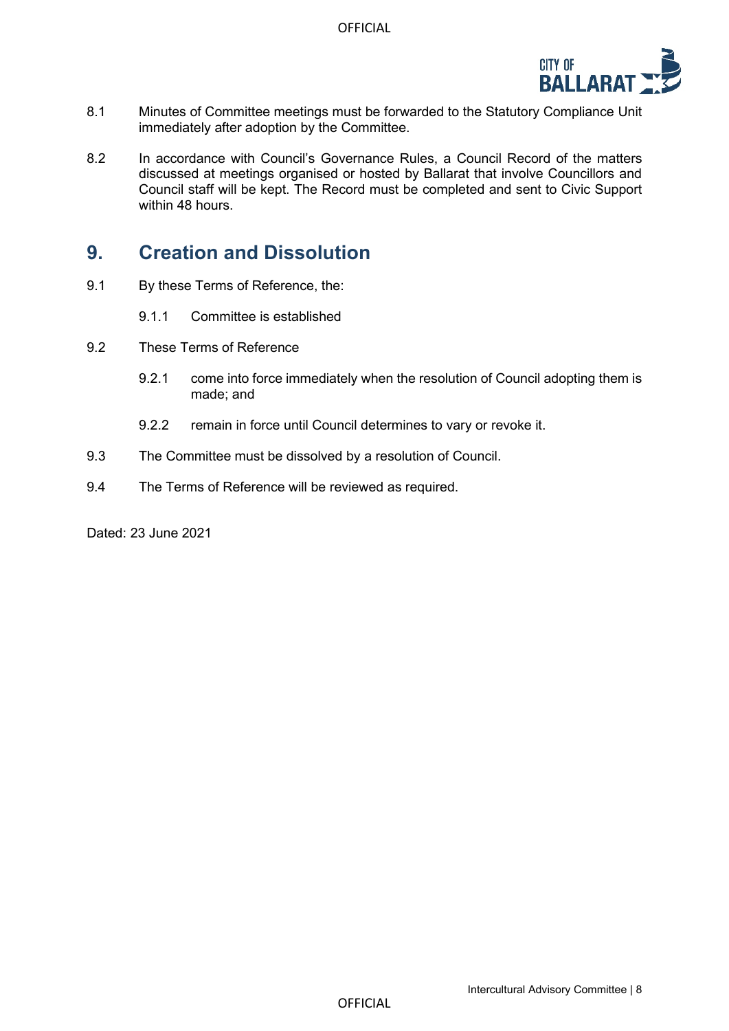8.1 Minutes of Committee meetings must be forwarded to the Statutory Compliance Unit immediately after adoption by the Committee.

8.2 In accordance with Council's Governance Rules, a Council Record of the matters discussed at meetings organised or hosted by Ballarat that involve Councillors and Council staff will be kept. The Record must be completed and sent to Civic Support within 48 hours.

## 9. Creation and Dissolution

9.1 By these Terms of Reference, the:

9.1.1 Committee is established

9.2 These Terms of Reference

9.2.1 come into force immediately when the resolution of Council adopting them is made; and

9.2.2 remain in force until Council determines to vary or revoke it.

9.3 The Committee must be dissolved by a resolution of Council.

9.4 The Terms of Reference will be reviewed as required.

Dated: 23 June 2021